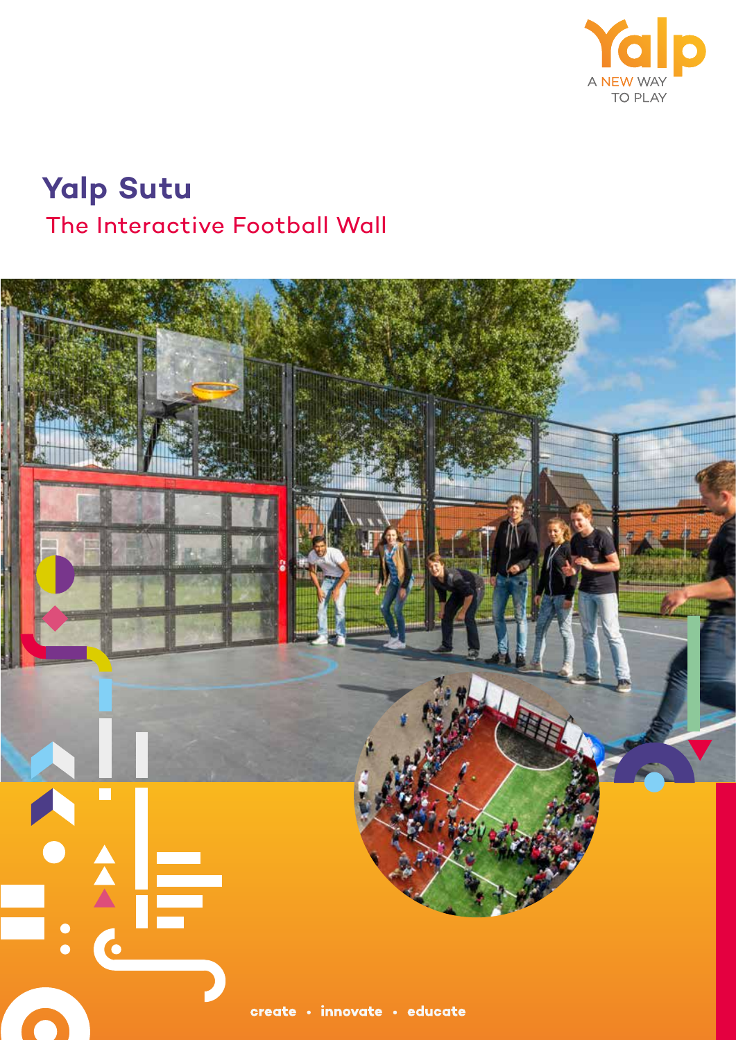Yalp

A NEW WAY TO PLAY

# Yalp Sutu

## The Interactive Football Wall

create • innovate • educate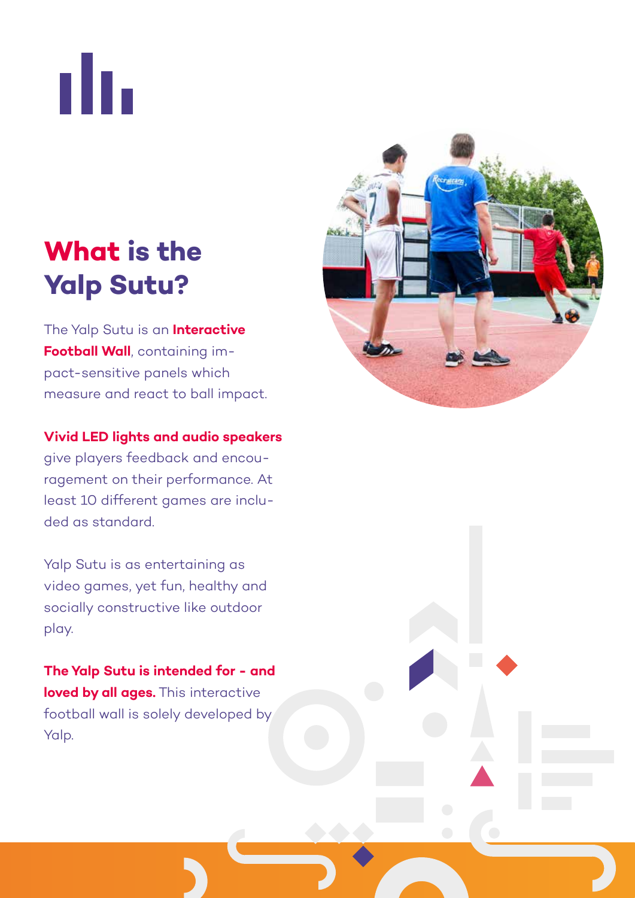# What is the Yalp Sutu?

The Yalp Sutu is an **Interactive Football Wall**, containing impact-sensitive panels which measure and react to ball impact.

**Vivid LED lights and audio speakers** give players feedback and encouragement on their performance. At least 10 different games are included as standard.

Yalp Sutu is as entertaining as video games, yet fun, healthy and socially constructive like outdoor play.

**The Yalp Sutu is intended for - and loved by all ages.** This interactive football wall is solely developed by Yalp.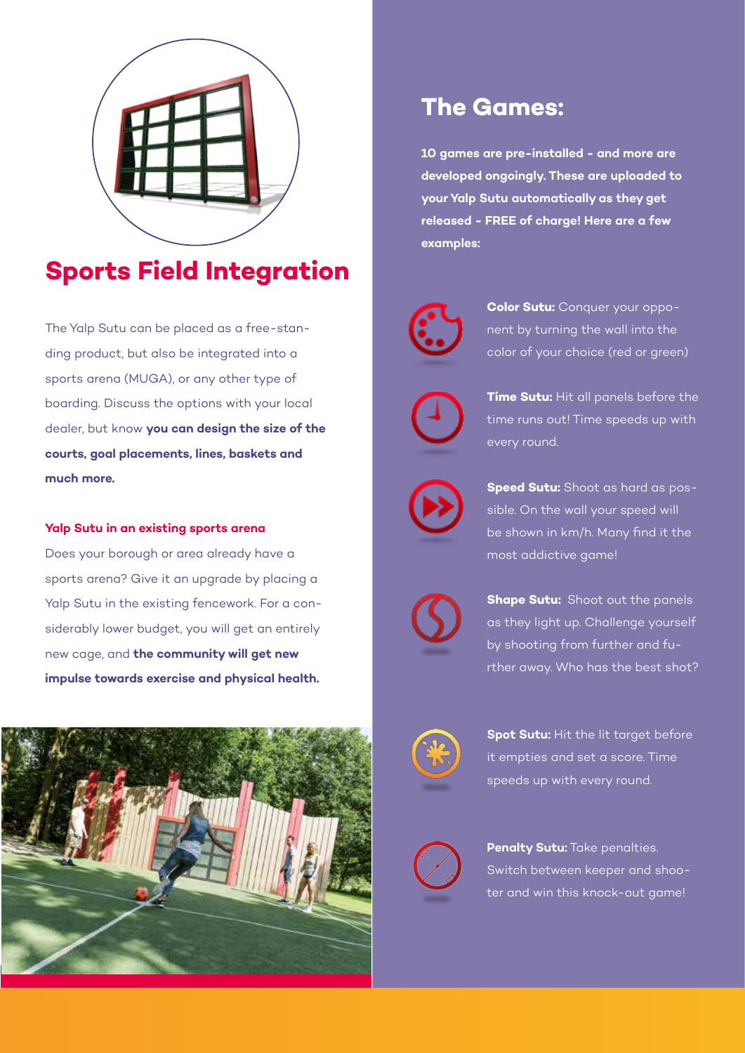## Sports Field Integration

The Yalp Sutu can be placed as a free-standing product, but also be integrated into a sports arena (MUGA), or any other type of boarding. Discuss the options with your local dealer, but know **you can design the size of the courts, goal placements, lines, baskets and much more.**

### Yalp Sutu in an existing sports arena

Does your borough or area already have a sports arena? Give it an upgrade by placing a Yalp Sutu in the existing fencework. For a considerably lower budget, you will get an entirely new cage, and **the community will get new impulse towards exercise and physical health.**

## The Games:

**10 games are pre-installed - and more are developed ongoingly. These are uploaded to your Yalp Sutu automatically as they get released - FREE of charge! Here are a few examples:**

**Color Sutu:** Conquer your opponent by turning the wall into the color of your choice (red or green)

**Time Sutu:** Hit all panels before the time runs out! Time speeds up with every round.

**Speed Sutu:** Shoot as hard as possible. On the wall your speed will be shown in km/h. Many find it the most addictive game!

**Shape Sutu:** Shoot out the panels as they light up. Challenge yourself by shooting from further and further away. Who has the best shot?

**Spot Sutu:** Hit the lit target before it empties and set a score. Time speeds up with every round.

**Penalty Sutu:** Take penalties. Switch between keeper and shooter and win this knock-out game!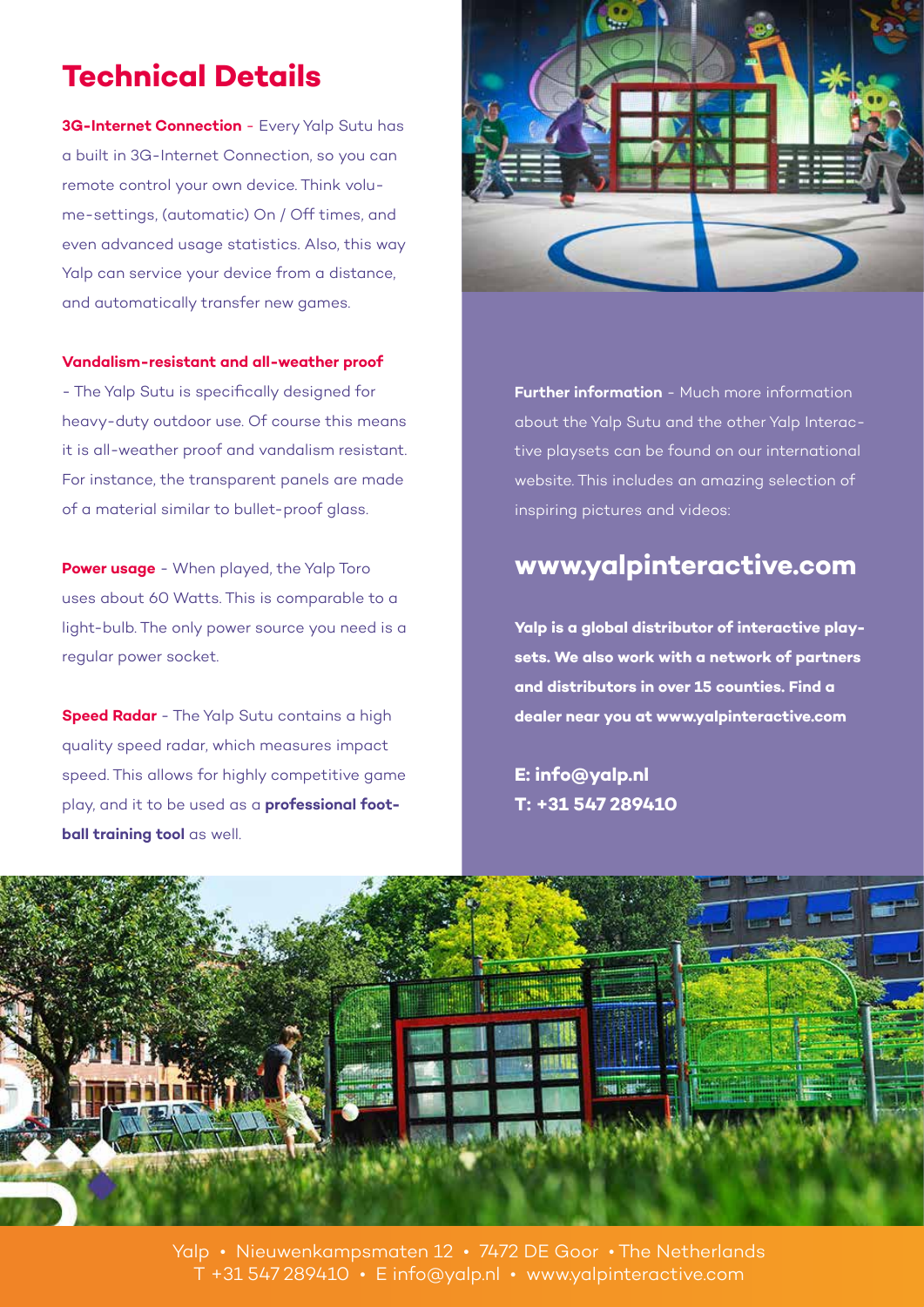# Technical Details

**3G-Internet Connection** - Every Yalp Sutu has a built in 3G-Internet Connection, so you can remote control your own device. Think volume-settings, (automatic) On / Off times, and even advanced usage statistics. Also, this way Yalp can service your device from a distance, and automatically transfer new games.

**Vandalism-resistant and all-weather proof** - The Yalp Sutu is specifically designed for heavy-duty outdoor use. Of course this means it is all-weather proof and vandalism resistant. For instance, the transparent panels are made of a material similar to bullet-proof glass.

**Power usage** - When played, the Yalp Toro uses about 60 Watts. This is comparable to a light-bulb. The only power source you need is a regular power socket.

**Speed Radar** - The Yalp Sutu contains a high quality speed radar, which measures impact speed. This allows for highly competitive game play, and it to be used as a **professional football training tool** as well.

**Further information** - Much more information about the Yalp Sutu and the other Yalp Interactive playsets can be found on our international website. This includes an amazing selection of inspiring pictures and videos:

## www.yalpinteractive.com

**Yalp is a global distributor of interactive playsets. We also work with a network of partners and distributors in over 15 counties. Find a dealer near you at www.yalpinteractive.com**

**E: info@yalp.nl**
**T: +31 547 289410**

Yalp • Nieuwenkampsmaten 12 • 7472 DE Goor • The Netherlands
T +31 547 289410 • E info@yalp.nl • www.yalpinteractive.com